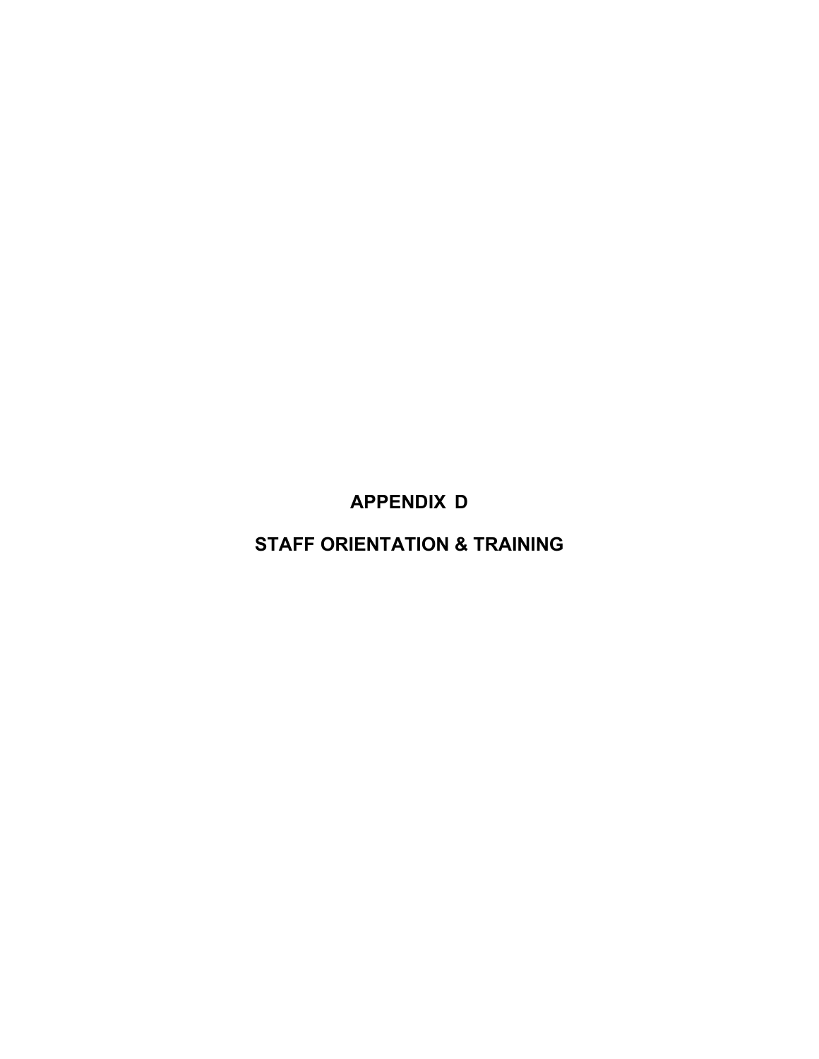# APPENDIX D

# STAFF ORIENTATION & TRAINING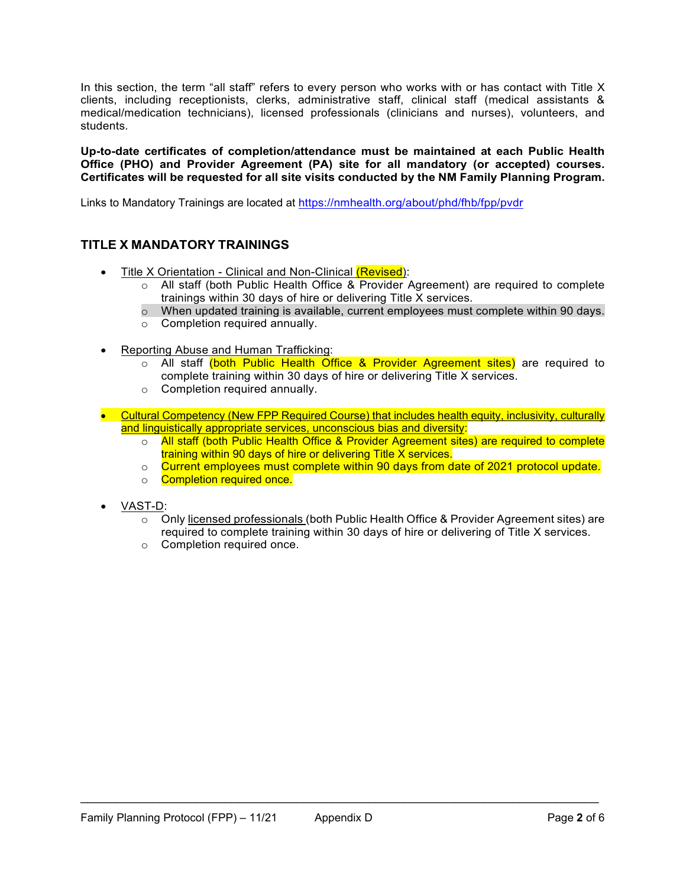In this section, the term “all staff” refers to every person who works with or has contact with Title X clients, including receptionists, clerks, administrative staff, clinical staff (medical assistants & medical/medication technicians), licensed professionals (clinicians and nurses), volunteers, and students.

**Up-to-date certificates of completion/attendance must be maintained at each Public Health Office (PHO) and Provider Agreement (PA) site for all mandatory (or accepted) courses. Certificates will be requested for all site visits conducted by the NM Family Planning Program.**

Links to Mandatory Trainings are located at https://nmhealth.org/about/phd/fhb/fpp/pvdr

## TITLE X MANDATORY TRAININGS

- Title X Orientation - Clinical and Non-Clinical (Revised):
  - All staff (both Public Health Office & Provider Agreement) are required to complete trainings within 30 days of hire or delivering Title X services.
  - When updated training is available, current employees must complete within 90 days.
  - Completion required annually.

- Reporting Abuse and Human Trafficking:
  - All staff (both Public Health Office & Provider Agreement sites) are required to complete training within 30 days of hire or delivering Title X services.
  - Completion required annually.

- Cultural Competency (New FPP Required Course) that includes health equity, inclusivity, culturally and linguistically appropriate services, unconscious bias and diversity:
  - All staff (both Public Health Office & Provider Agreement sites) are required to complete training within 90 days of hire or delivering Title X services.
  - Current employees must complete within 90 days from date of 2021 protocol update.
  - Completion required once.

- VAST-D:
  - Only licensed professionals (both Public Health Office & Provider Agreement sites) are required to complete training within 30 days of hire or delivering of Title X services.
  - Completion required once.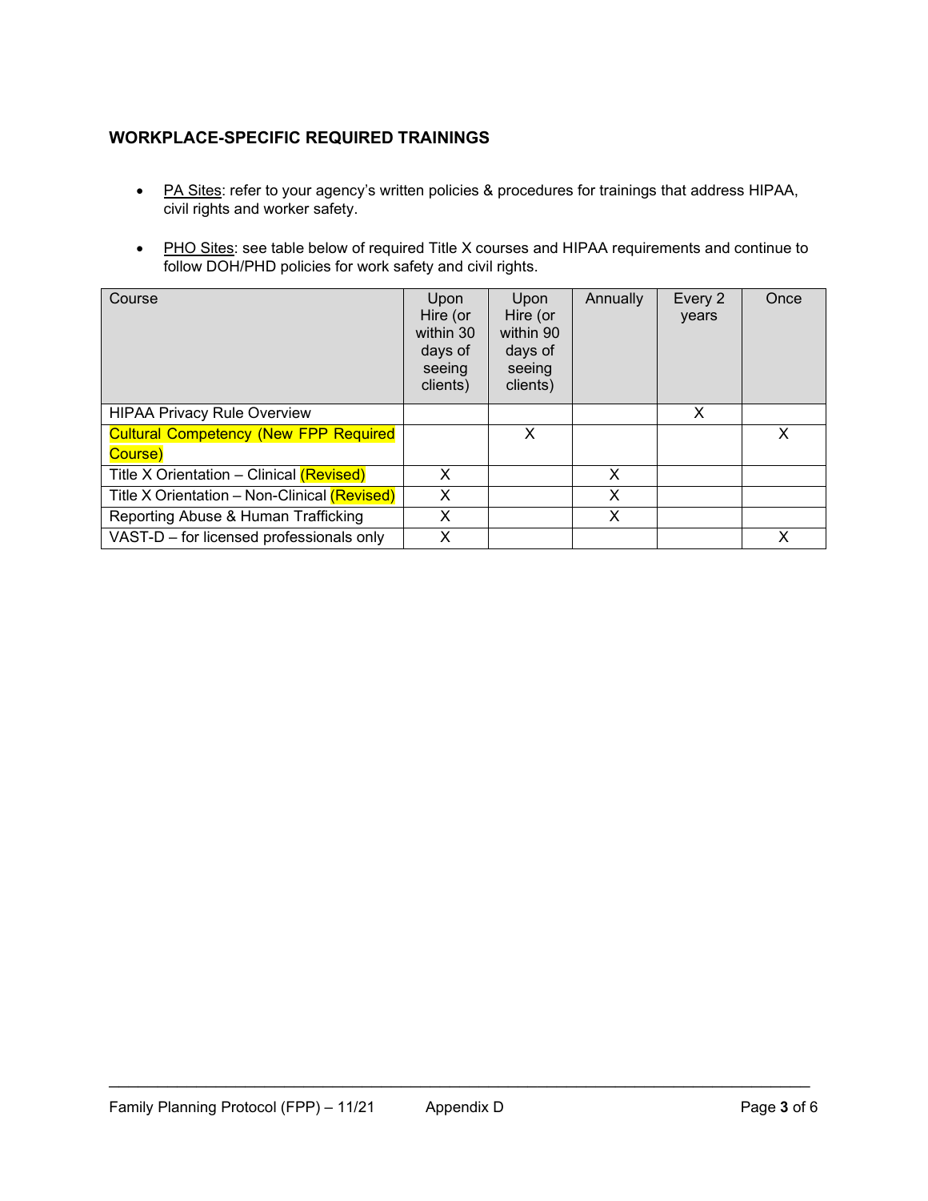## WORKPLACE-SPECIFIC REQUIRED TRAININGS

- PA Sites: refer to your agency's written policies & procedures for trainings that address HIPAA, civil rights and worker safety.
- PHO Sites: see table below of required Title X courses and HIPAA requirements and continue to follow DOH/PHD policies for work safety and civil rights.

| Course | Upon Hire (or within 30 days of seeing clients) | Upon Hire (or within 90 days of seeing clients) | Annually | Every 2 years | Once |
|---|---|---|---|---|---|
| HIPAA Privacy Rule Overview | | | | X | |
| Cultural Competency (New FPP Required Course) | | X | | | X |
| Title X Orientation – Clinical (Revised) | X | | X | | |
| Title X Orientation – Non-Clinical (Revised) | X | | X | | |
| Reporting Abuse & Human Trafficking | X | | X | | |
| VAST-D – for licensed professionals only | X | | | | X |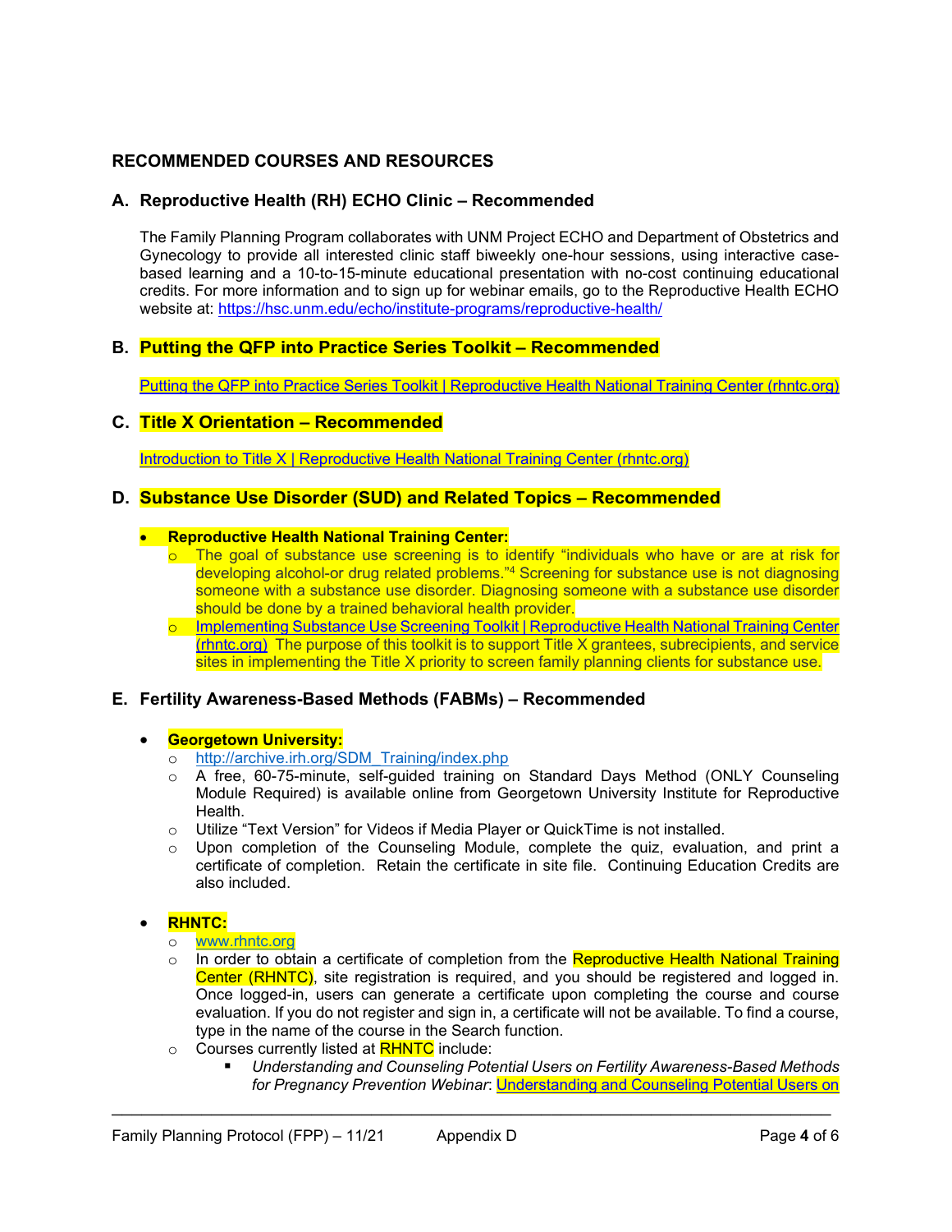## RECOMMENDED COURSES AND RESOURCES

### A. Reproductive Health (RH) ECHO Clinic – Recommended

The Family Planning Program collaborates with UNM Project ECHO and Department of Obstetrics and Gynecology to provide all interested clinic staff biweekly one-hour sessions, using interactive case-based learning and a 10-to-15-minute educational presentation with no-cost continuing educational credits. For more information and to sign up for webinar emails, go to the Reproductive Health ECHO website at: https://hsc.unm.edu/echo/institute-programs/reproductive-health/

### B. Putting the QFP into Practice Series Toolkit – Recommended

Putting the QFP into Practice Series Toolkit | Reproductive Health National Training Center (rhntc.org)

### C. Title X Orientation – Recommended

Introduction to Title X | Reproductive Health National Training Center (rhntc.org)

### D. Substance Use Disorder (SUD) and Related Topics – Recommended

- **Reproductive Health National Training Center:**
  - The goal of substance use screening is to identify "individuals who have or are at risk for developing alcohol-or drug related problems."[4] Screening for substance use is not diagnosing someone with a substance use disorder. Diagnosing someone with a substance use disorder should be done by a trained behavioral health provider.
  - Implementing Substance Use Screening Toolkit | Reproductive Health National Training Center (rhntc.org) The purpose of this toolkit is to support Title X grantees, subrecipients, and service sites in implementing the Title X priority to screen family planning clients for substance use.

### E. Fertility Awareness-Based Methods (FABMs) – Recommended

- **Georgetown University:**
  - http://archive.irh.org/SDM_Training/index.php
  - A free, 60-75-minute, self-guided training on Standard Days Method (ONLY Counseling Module Required) is available online from Georgetown University Institute for Reproductive Health.
  - Utilize "Text Version" for Videos if Media Player or QuickTime is not installed.
  - Upon completion of the Counseling Module, complete the quiz, evaluation, and print a certificate of completion. Retain the certificate in site file. Continuing Education Credits are also included.

- **RHNTC:**
  - www.rhntc.org
  - In order to obtain a certificate of completion from the Reproductive Health National Training Center (RHNTC), site registration is required, and you should be registered and logged in. Once logged-in, users can generate a certificate upon completing the course and course evaluation. If you do not register and sign in, a certificate will not be available. To find a course, type in the name of the course in the Search function.
  - Courses currently listed at RHNTC include:
    - *Understanding and Counseling Potential Users on Fertility Awareness-Based Methods for Pregnancy Prevention Webinar*: Understanding and Counseling Potential Users on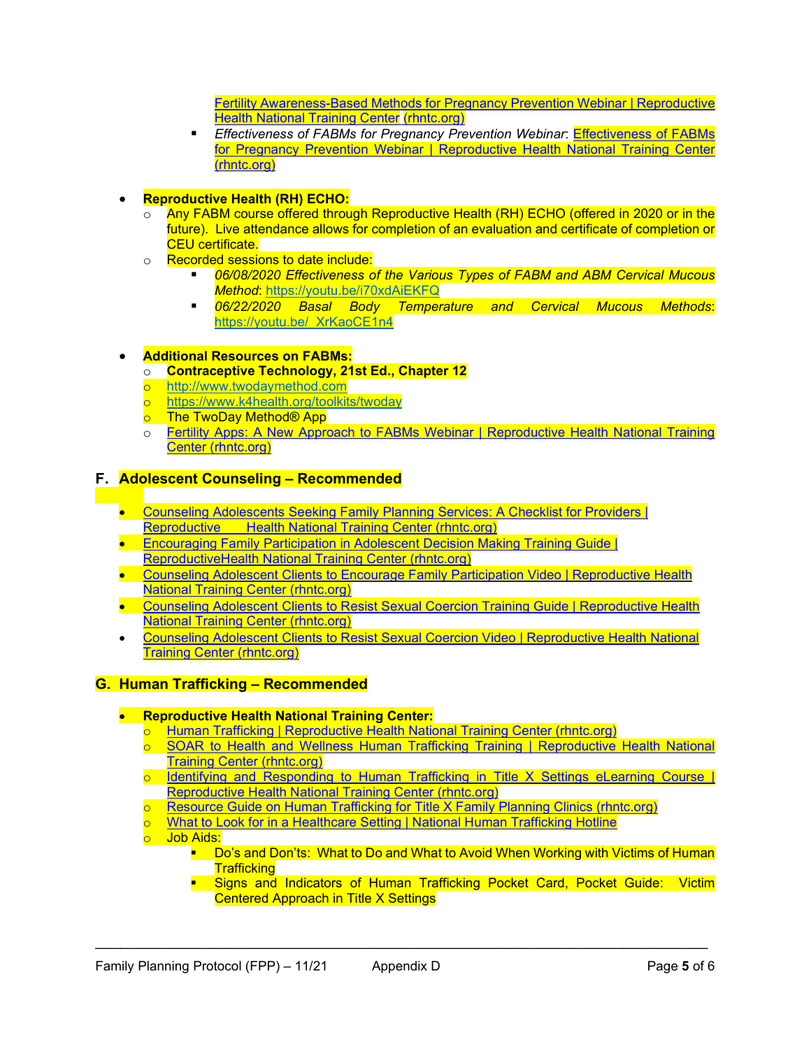- Fertility Awareness-Based Methods for Pregnancy Prevention Webinar | Reproductive Health National Training Center (rhntc.org)
    - *Effectiveness of FABMs for Pregnancy Prevention Webinar*: Effectiveness of FABMs for Pregnancy Prevention Webinar | Reproductive Health National Training Center (rhntc.org)

- **Reproductive Health (RH) ECHO:**
  - Any FABM course offered through Reproductive Health (RH) ECHO (offered in 2020 or in the future). Live attendance allows for completion of an evaluation and certificate of completion or CEU certificate.
  - Recorded sessions to date include:
    - *06/08/2020 Effectiveness of the Various Types of FABM and ABM Cervical Mucous Method*: https://youtu.be/i70xdAiEKFQ
    - *06/22/2020 Basal Body Temperature and Cervical Mucous Methods*: https://youtu.be/_XrKaoCE1n4

- **Additional Resources on FABMs:**
  - **Contraceptive Technology, 21st Ed., Chapter 12**
  - http://www.twodaymethod.com
  - https://www.k4health.org/toolkits/twoday
  - The TwoDay Method® App
  - Fertility Apps: A New Approach to FABMs Webinar | Reproductive Health National Training Center (rhntc.org)

## F. Adolescent Counseling – Recommended

- Counseling Adolescents Seeking Family Planning Services: A Checklist for Providers | Reproductive Health National Training Center (rhntc.org)
- Encouraging Family Participation in Adolescent Decision Making Training Guide | ReproductiveHealth National Training Center (rhntc.org)
- Counseling Adolescent Clients to Encourage Family Participation Video | Reproductive Health National Training Center (rhntc.org)
- Counseling Adolescent Clients to Resist Sexual Coercion Training Guide | Reproductive Health National Training Center (rhntc.org)
- Counseling Adolescent Clients to Resist Sexual Coercion Video | Reproductive Health National Training Center (rhntc.org)

## G. Human Trafficking – Recommended

- **Reproductive Health National Training Center:**
  - Human Trafficking | Reproductive Health National Training Center (rhntc.org)
  - SOAR to Health and Wellness Human Trafficking Training | Reproductive Health National Training Center (rhntc.org)
  - Identifying and Responding to Human Trafficking in Title X Settings eLearning Course | Reproductive Health National Training Center (rhntc.org)
  - Resource Guide on Human Trafficking for Title X Family Planning Clinics (rhntc.org)
  - What to Look for in a Healthcare Setting | National Human Trafficking Hotline
  - Job Aids:
    - Do's and Don'ts: What to Do and What to Avoid When Working with Victims of Human Trafficking
    - Signs and Indicators of Human Trafficking Pocket Card, Pocket Guide: Victim Centered Approach in Title X Settings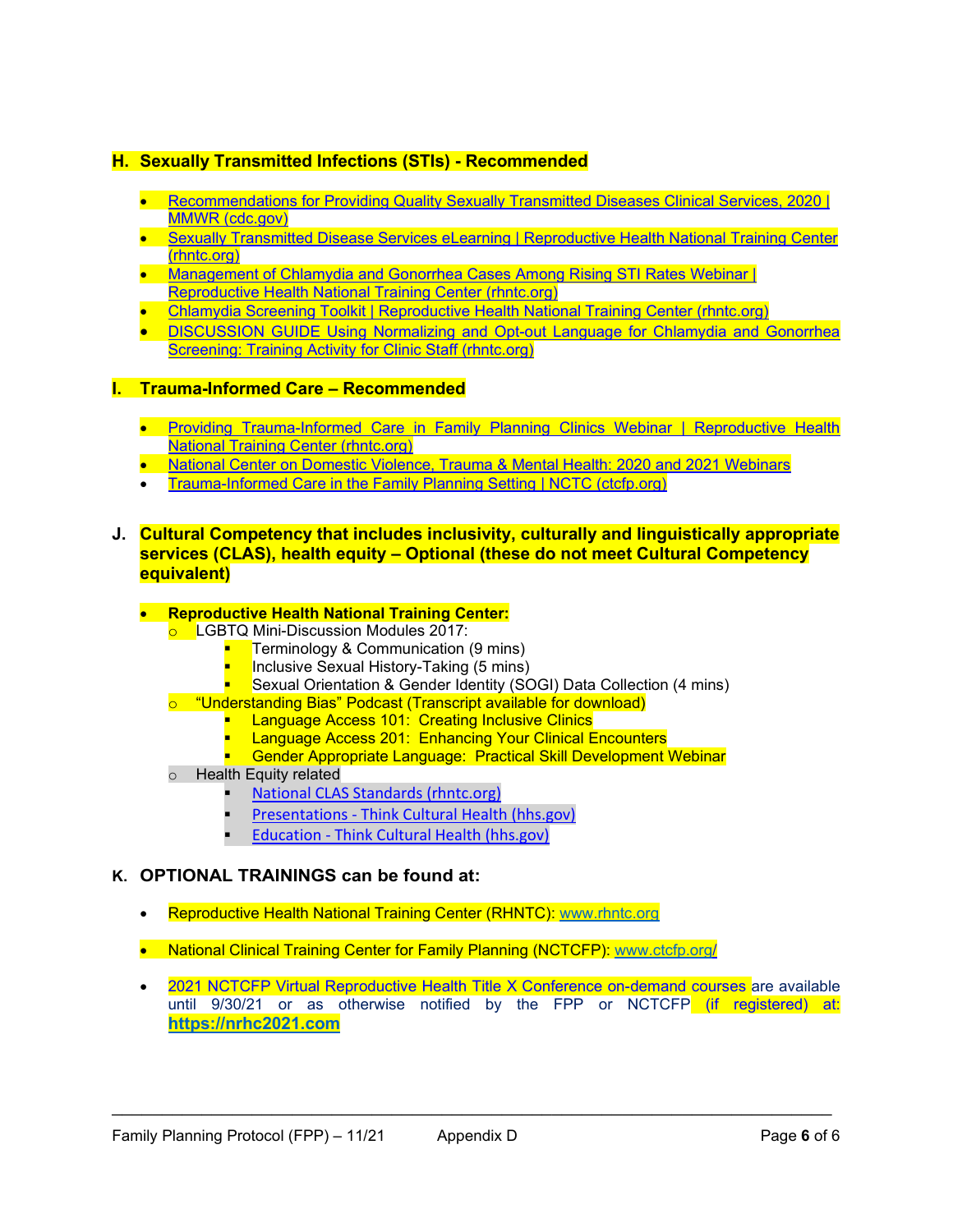## H. Sexually Transmitted Infections (STIs) - Recommended

- Recommendations for Providing Quality Sexually Transmitted Diseases Clinical Services, 2020 | MMWR (cdc.gov)
- Sexually Transmitted Disease Services eLearning | Reproductive Health National Training Center (rhntc.org)
- Management of Chlamydia and Gonorrhea Cases Among Rising STI Rates Webinar | Reproductive Health National Training Center (rhntc.org)
- Chlamydia Screening Toolkit | Reproductive Health National Training Center (rhntc.org)
- DISCUSSION GUIDE Using Normalizing and Opt-out Language for Chlamydia and Gonorrhea Screening: Training Activity for Clinic Staff (rhntc.org)

## I. Trauma-Informed Care – Recommended

- Providing Trauma-Informed Care in Family Planning Clinics Webinar | Reproductive Health National Training Center (rhntc.org)
- National Center on Domestic Violence, Trauma & Mental Health: 2020 and 2021 Webinars
- Trauma-Informed Care in the Family Planning Setting | NCTC (ctcfp.org)

## J. Cultural Competency that includes inclusivity, culturally and linguistically appropriate services (CLAS), health equity – Optional (these do not meet Cultural Competency equivalent)

- **Reproductive Health National Training Center:**
  - LGBTQ Mini-Discussion Modules 2017:
    - Terminology & Communication (9 mins)
    - Inclusive Sexual History-Taking (5 mins)
    - Sexual Orientation & Gender Identity (SOGI) Data Collection (4 mins)
  - "Understanding Bias" Podcast (Transcript available for download)
    - Language Access 101: Creating Inclusive Clinics
    - Language Access 201: Enhancing Your Clinical Encounters
    - Gender Appropriate Language: Practical Skill Development Webinar
  - Health Equity related
    - National CLAS Standards (rhntc.org)
    - Presentations - Think Cultural Health (hhs.gov)
    - Education - Think Cultural Health (hhs.gov)

## K. OPTIONAL TRAININGS can be found at:

- Reproductive Health National Training Center (RHNTC): www.rhntc.org
- National Clinical Training Center for Family Planning (NCTCFP): www.ctcfp.org/
- 2021 NCTCFP Virtual Reproductive Health Title X Conference on-demand courses are available until 9/30/21 or as otherwise notified by the FPP or NCTCFP (if registered) at: **https://nrhc2021.com**